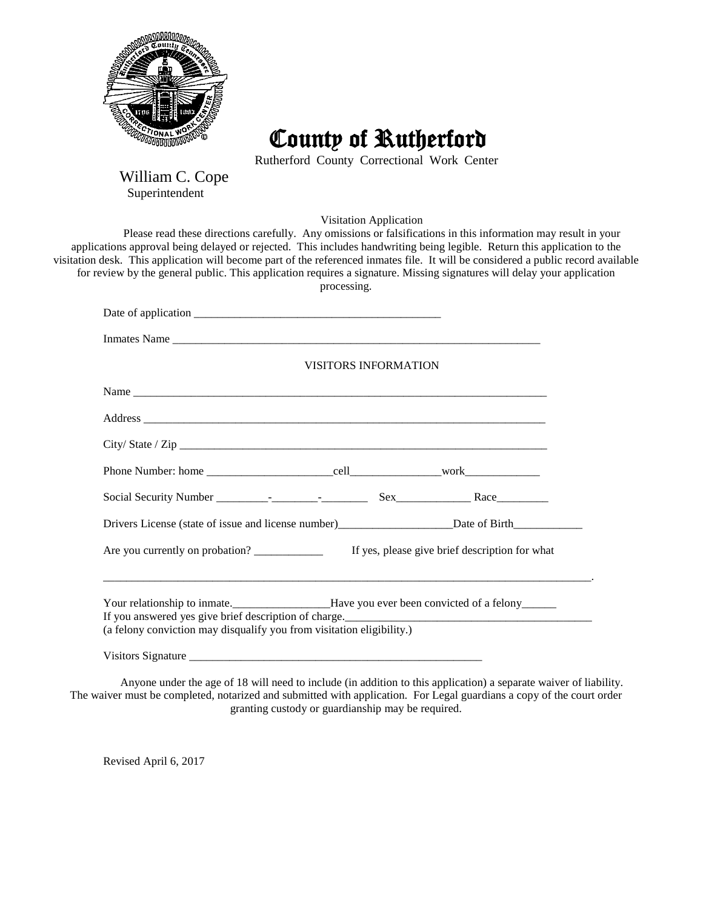# County of Rutherford

Rutherford County Correctional Work Center

William C. Cope
Superintendent

## Visitation Application

Please read these directions carefully. Any omissions or falsifications in this information may result in your applications approval being delayed or rejected. This includes handwriting being legible. Return this application to the visitation desk. This application will become part of the referenced inmates file. It will be considered a public record available for review by the general public. This application requires a signature. Missing signatures will delay your application processing.

Date of application ___________________________________________

Inmates Name ________________________________________________________________

### VISITORS INFORMATION

Name ________________________________________________________________________

Address ______________________________________________________________________

City/ State / Zip ______________________________________________________________

Phone Number: home ______________________cell________________work_____________

Social Security Number _________-________-________ Sex_____________ Race_________

Drivers License (state of issue and license number)____________________Date of Birth____________

Are you currently on probation? ____________ If yes, please give brief description for what

_____________________________________________________________________________________.

Your relationship to inmate._________________Have you ever been convicted of a felony______
If you answered yes give brief description of charge._____________________________________________
(a felony conviction may disqualify you from visitation eligibility.)

Visitors Signature ____________________________________________________

Anyone under the age of 18 will need to include (in addition to this application) a separate waiver of liability. The waiver must be completed, notarized and submitted with application. For Legal guardians a copy of the court order granting custody or guardianship may be required.

Revised April 6, 2017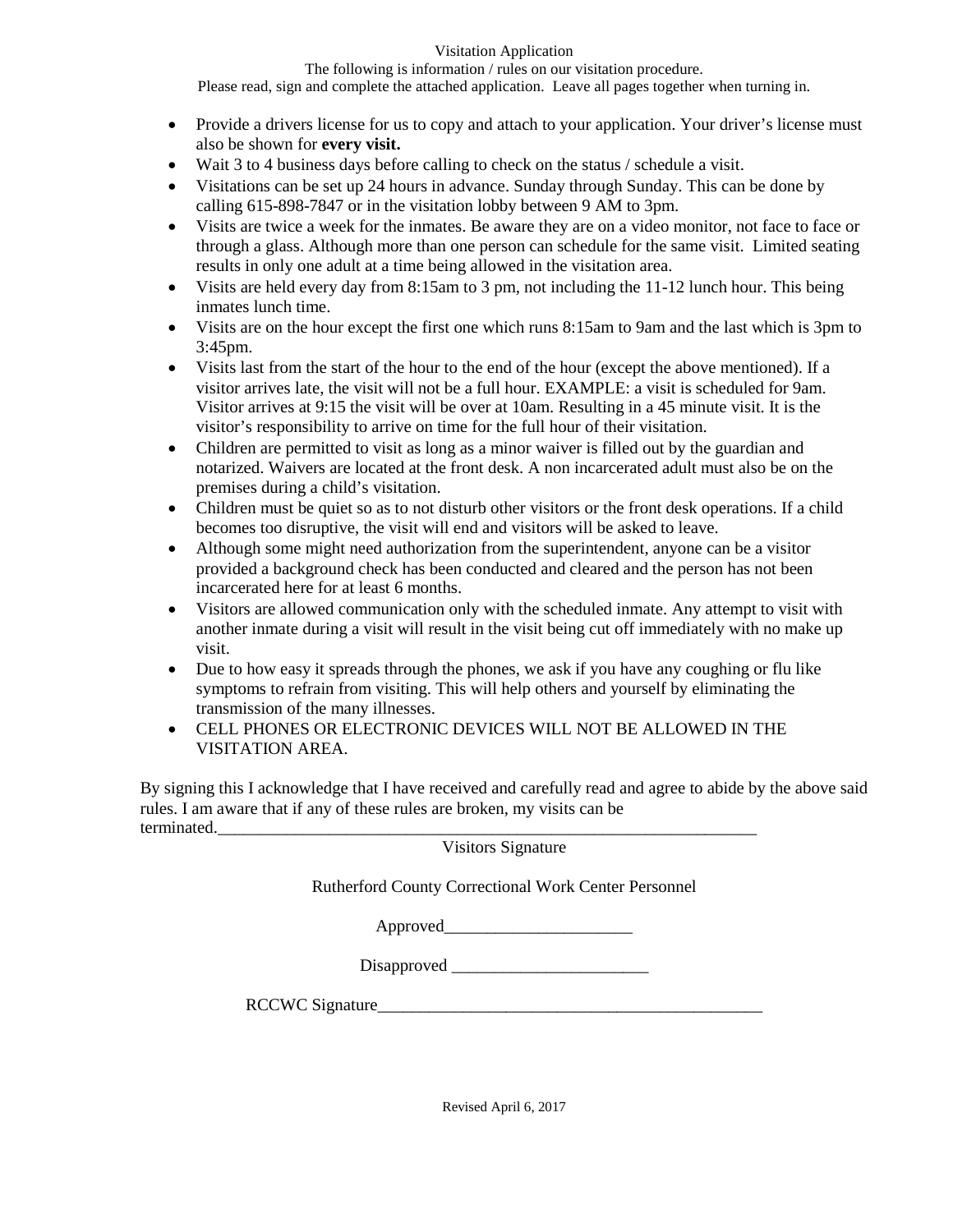Visitation Application

The following is information / rules on our visitation procedure.

Please read, sign and complete the attached application. Leave all pages together when turning in.

- Provide a drivers license for us to copy and attach to your application. Your driver's license must also be shown for **every visit.**
- Wait 3 to 4 business days before calling to check on the status / schedule a visit.
- Visitations can be set up 24 hours in advance. Sunday through Sunday. This can be done by calling 615-898-7847 or in the visitation lobby between 9 AM to 3pm.
- Visits are twice a week for the inmates. Be aware they are on a video monitor, not face to face or through a glass. Although more than one person can schedule for the same visit. Limited seating results in only one adult at a time being allowed in the visitation area.
- Visits are held every day from 8:15am to 3 pm, not including the 11-12 lunch hour. This being inmates lunch time.
- Visits are on the hour except the first one which runs 8:15am to 9am and the last which is 3pm to 3:45pm.
- Visits last from the start of the hour to the end of the hour (except the above mentioned). If a visitor arrives late, the visit will not be a full hour. EXAMPLE: a visit is scheduled for 9am. Visitor arrives at 9:15 the visit will be over at 10am. Resulting in a 45 minute visit. It is the visitor's responsibility to arrive on time for the full hour of their visitation.
- Children are permitted to visit as long as a minor waiver is filled out by the guardian and notarized. Waivers are located at the front desk. A non incarcerated adult must also be on the premises during a child's visitation.
- Children must be quiet so as to not disturb other visitors or the front desk operations. If a child becomes too disruptive, the visit will end and visitors will be asked to leave.
- Although some might need authorization from the superintendent, anyone can be a visitor provided a background check has been conducted and cleared and the person has not been incarcerated here for at least 6 months.
- Visitors are allowed communication only with the scheduled inmate. Any attempt to visit with another inmate during a visit will result in the visit being cut off immediately with no make up visit.
- Due to how easy it spreads through the phones, we ask if you have any coughing or flu like symptoms to refrain from visiting. This will help others and yourself by eliminating the transmission of the many illnesses.
- CELL PHONES OR ELECTRONIC DEVICES WILL NOT BE ALLOWED IN THE VISITATION AREA.

By signing this I acknowledge that I have received and carefully read and agree to abide by the above said rules. I am aware that if any of these rules are broken, my visits can be terminated.___________________________________________________________________

Visitors Signature

Rutherford County Correctional Work Center Personnel

Approved______________________

Disapproved _______________________

RCCWC Signature_______________________________________________

Revised April 6, 2017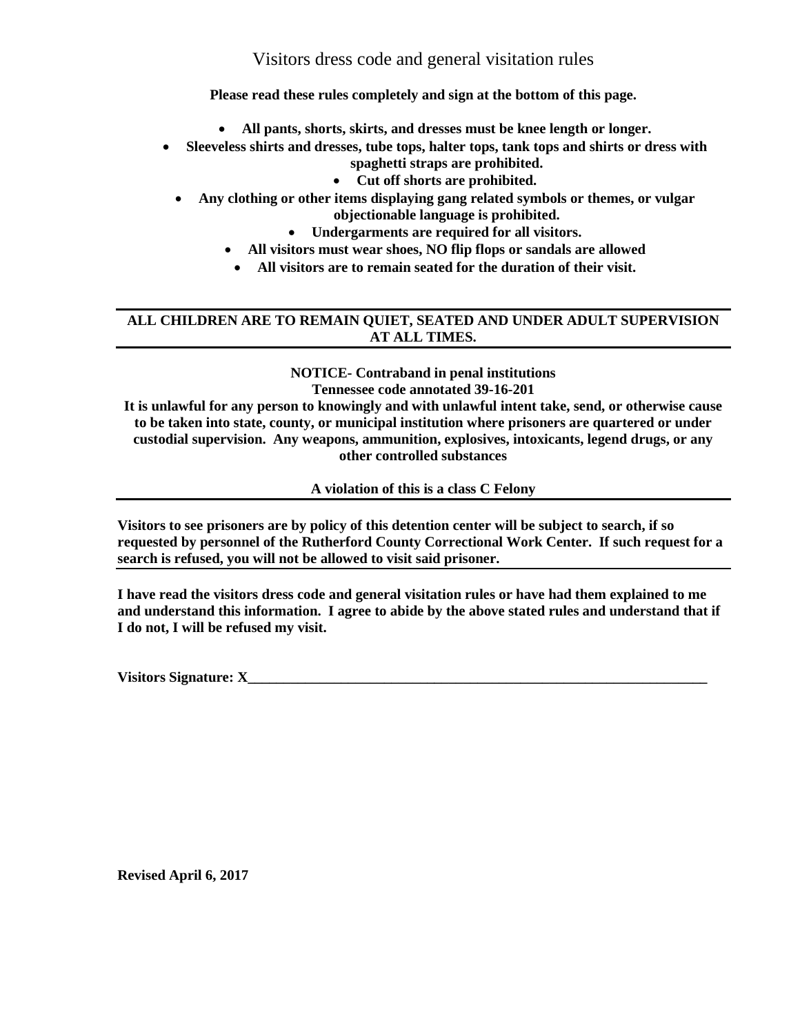# Visitors dress code and general visitation rules

**Please read these rules completely and sign at the bottom of this page.**

- **All pants, shorts, skirts, and dresses must be knee length or longer.**
- **Sleeveless shirts and dresses, tube tops, halter tops, tank tops and shirts or dress with spaghetti straps are prohibited.**
- **Cut off shorts are prohibited.**
- **Any clothing or other items displaying gang related symbols or themes, or vulgar objectionable language is prohibited.**
- **Undergarments are required for all visitors.**
- **All visitors must wear shoes, NO flip flops or sandals are allowed**
- **All visitors are to remain seated for the duration of their visit.**

---

**ALL CHILDREN ARE TO REMAIN QUIET, SEATED AND UNDER ADULT SUPERVISION AT ALL TIMES.**

---

**NOTICE- Contraband in penal institutions**
**Tennessee code annotated 39-16-201**
**It is unlawful for any person to knowingly and with unlawful intent take, send, or otherwise cause to be taken into state, county, or municipal institution where prisoners are quartered or under custodial supervision. Any weapons, ammunition, explosives, intoxicants, legend drugs, or any other controlled substances**

**A violation of this is a class C Felony**

---

**Visitors to see prisoners are by policy of this detention center will be subject to search, if so requested by personnel of the Rutherford County Correctional Work Center. If such request for a search is refused, you will not be allowed to visit said prisoner.**

---

**I have read the visitors dress code and general visitation rules or have had them explained to me and understand this information. I agree to abide by the above stated rules and understand that if I do not, I will be refused my visit.**

**Visitors Signature: X_________________________________________________________________**

**Revised April 6, 2017**